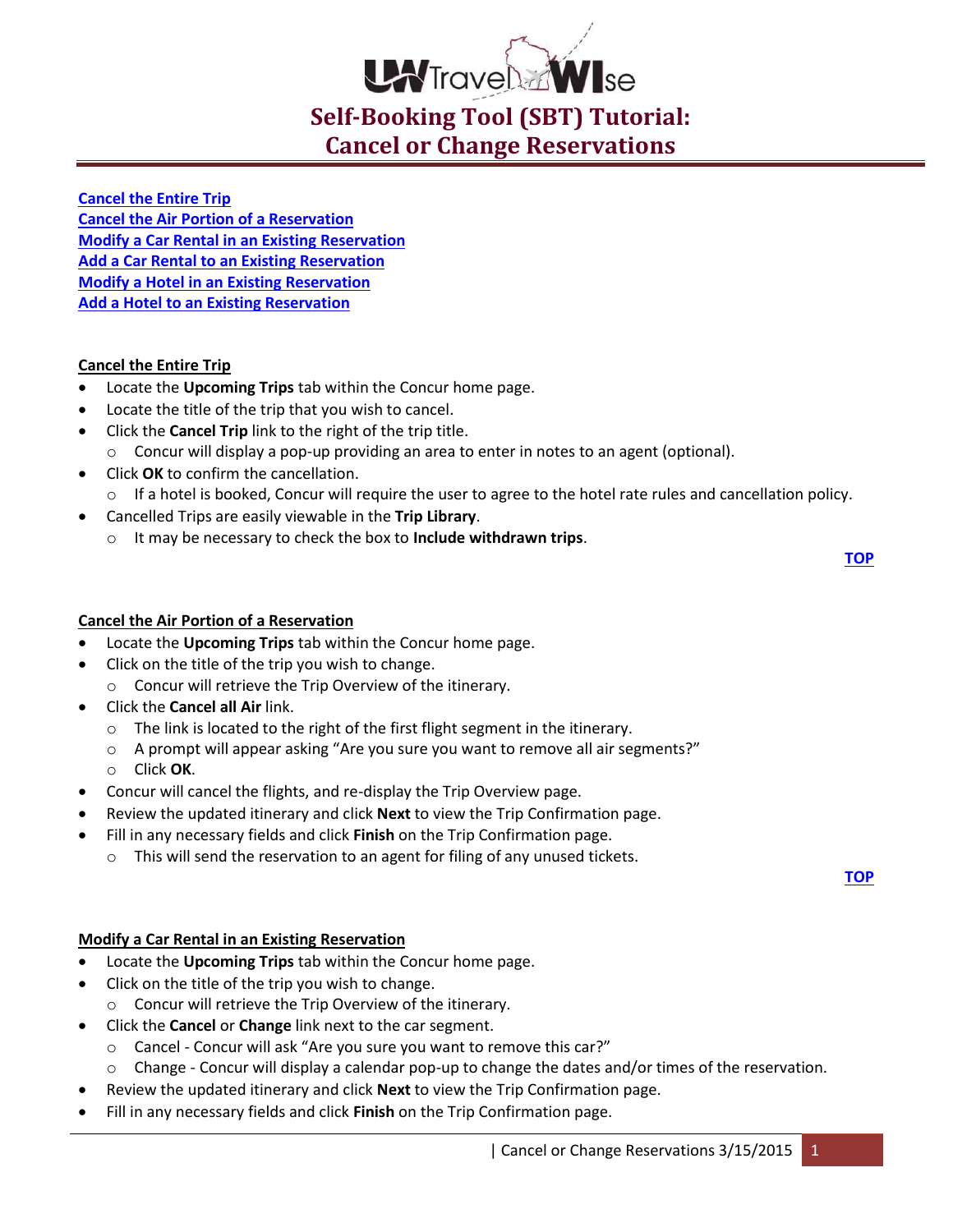# Self-Booking Tool (SBT) Tutorial: Cancel or Change Reservations

Cancel the Entire Trip
Cancel the Air Portion of a Reservation
Modify a Car Rental in an Existing Reservation
Add a Car Rental to an Existing Reservation
Modify a Hotel in an Existing Reservation
Add a Hotel to an Existing Reservation

## Cancel the Entire Trip

- Locate the **Upcoming Trips** tab within the Concur home page.
- Locate the title of the trip that you wish to cancel.
- Click the **Cancel Trip** link to the right of the trip title.
  - Concur will display a pop-up providing an area to enter in notes to an agent (optional).
- Click **OK** to confirm the cancellation.
  - If a hotel is booked, Concur will require the user to agree to the hotel rate rules and cancellation policy.
- Cancelled Trips are easily viewable in the **Trip Library**.
  - It may be necessary to check the box to **Include withdrawn trips**.

**TOP**

## Cancel the Air Portion of a Reservation

- Locate the **Upcoming Trips** tab within the Concur home page.
- Click on the title of the trip you wish to change.
  - Concur will retrieve the Trip Overview of the itinerary.
- Click the **Cancel all Air** link.
  - The link is located to the right of the first flight segment in the itinerary.
  - A prompt will appear asking "Are you sure you want to remove all air segments?"
  - Click **OK**.
- Concur will cancel the flights, and re-display the Trip Overview page.
- Review the updated itinerary and click **Next** to view the Trip Confirmation page.
- Fill in any necessary fields and click **Finish** on the Trip Confirmation page.
  - This will send the reservation to an agent for filing of any unused tickets.

**TOP**

## Modify a Car Rental in an Existing Reservation

- Locate the **Upcoming Trips** tab within the Concur home page.
- Click on the title of the trip you wish to change.
  - Concur will retrieve the Trip Overview of the itinerary.
- Click the **Cancel** or **Change** link next to the car segment.
  - Cancel - Concur will ask "Are you sure you want to remove this car?"
  - Change - Concur will display a calendar pop-up to change the dates and/or times of the reservation.
- Review the updated itinerary and click **Next** to view the Trip Confirmation page.
- Fill in any necessary fields and click **Finish** on the Trip Confirmation page.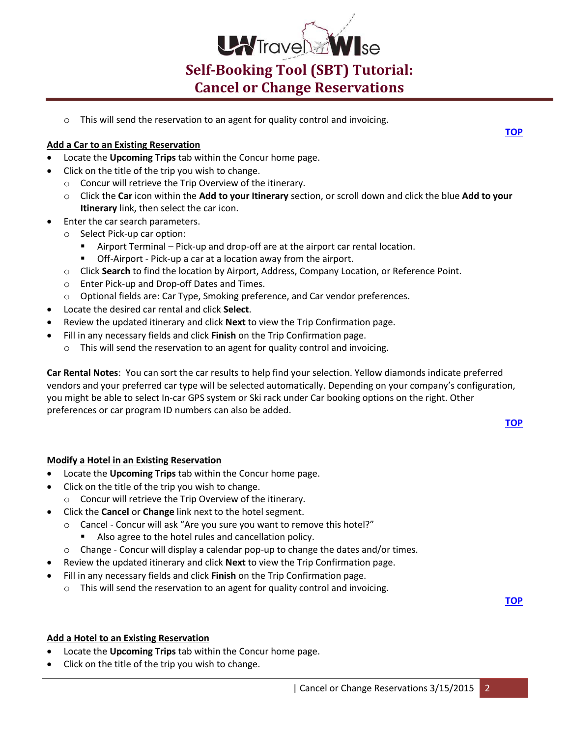- This will send the reservation to an agent for quality control and invoicing.

**TOP**

**Add a Car to an Existing Reservation**

- Locate the **Upcoming Trips** tab within the Concur home page.
- Click on the title of the trip you wish to change.
  - Concur will retrieve the Trip Overview of the itinerary.
  - Click the **Car** icon within the **Add to your Itinerary** section, or scroll down and click the blue **Add to your Itinerary** link, then select the car icon.
- Enter the car search parameters.
  - Select Pick-up car option:
    - Airport Terminal – Pick-up and drop-off are at the airport car rental location.
    - Off-Airport - Pick-up a car at a location away from the airport.
  - Click **Search** to find the location by Airport, Address, Company Location, or Reference Point.
  - Enter Pick-up and Drop-off Dates and Times.
  - Optional fields are: Car Type, Smoking preference, and Car vendor preferences.
- Locate the desired car rental and click **Select**.
- Review the updated itinerary and click **Next** to view the Trip Confirmation page.
- Fill in any necessary fields and click **Finish** on the Trip Confirmation page.
  - This will send the reservation to an agent for quality control and invoicing.

**Car Rental Notes**: You can sort the car results to help find your selection. Yellow diamonds indicate preferred vendors and your preferred car type will be selected automatically. Depending on your company's configuration, you might be able to select In-car GPS system or Ski rack under Car booking options on the right. Other preferences or car program ID numbers can also be added.

**TOP**

**Modify a Hotel in an Existing Reservation**

- Locate the **Upcoming Trips** tab within the Concur home page.
- Click on the title of the trip you wish to change.
  - Concur will retrieve the Trip Overview of the itinerary.
- Click the **Cancel** or **Change** link next to the hotel segment.
  - Cancel - Concur will ask "Are you sure you want to remove this hotel?"
    - Also agree to the hotel rules and cancellation policy.
  - Change - Concur will display a calendar pop-up to change the dates and/or times.
- Review the updated itinerary and click **Next** to view the Trip Confirmation page.
- Fill in any necessary fields and click **Finish** on the Trip Confirmation page.
  - This will send the reservation to an agent for quality control and invoicing.

**TOP**

**Add a Hotel to an Existing Reservation**

- Locate the **Upcoming Trips** tab within the Concur home page.
- Click on the title of the trip you wish to change.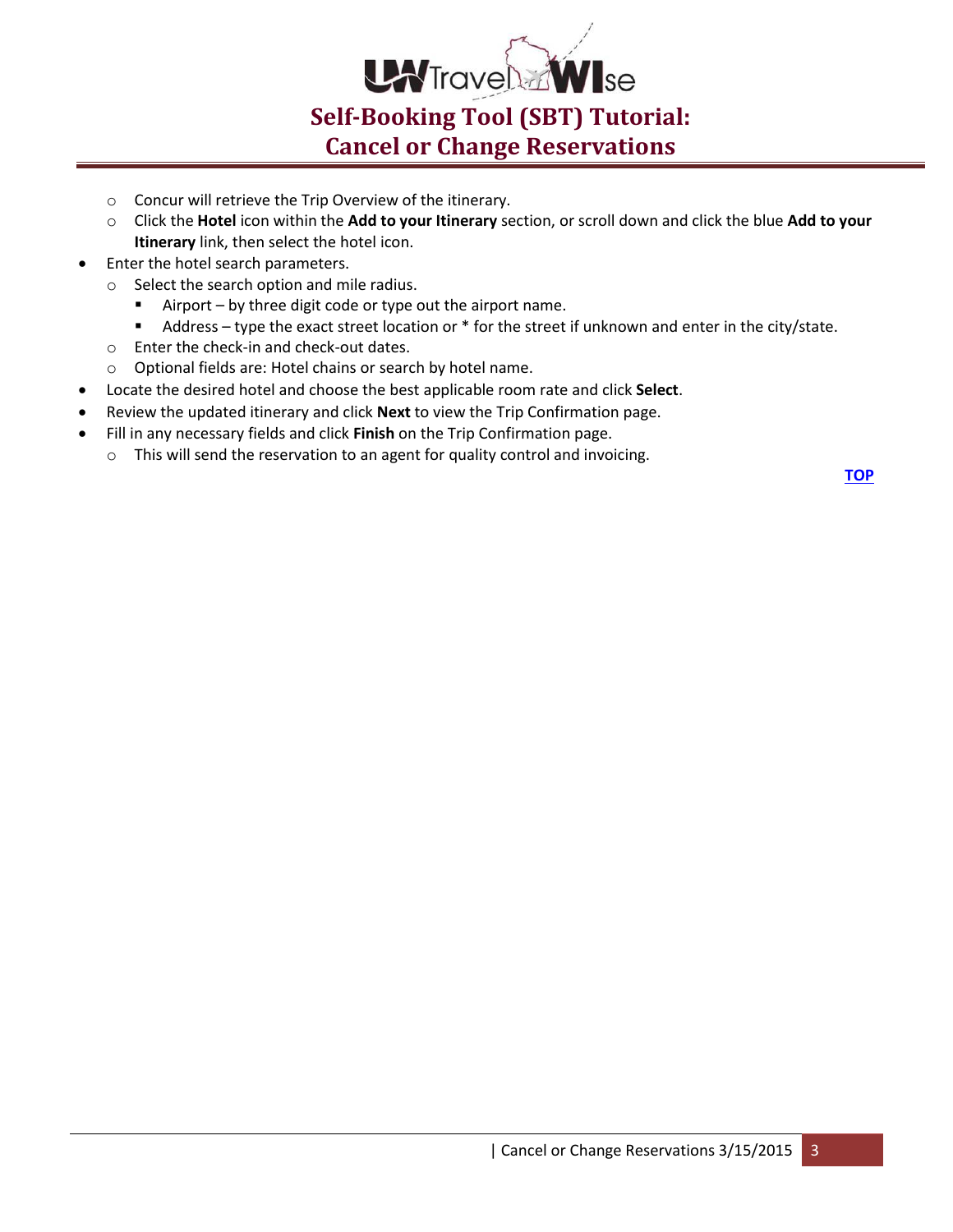# Self-Booking Tool (SBT) Tutorial: Cancel or Change Reservations

    - Concur will retrieve the Trip Overview of the itinerary.
    - Click the **Hotel** icon within the **Add to your Itinerary** section, or scroll down and click the blue **Add to your Itinerary** link, then select the hotel icon.
- Enter the hotel search parameters.
    - Select the search option and mile radius.
        - Airport – by three digit code or type out the airport name.
        - Address – type the exact street location or * for the street if unknown and enter in the city/state.
    - Enter the check-in and check-out dates.
    - Optional fields are: Hotel chains or search by hotel name.
- Locate the desired hotel and choose the best applicable room rate and click **Select**.
- Review the updated itinerary and click **Next** to view the Trip Confirmation page.
- Fill in any necessary fields and click **Finish** on the Trip Confirmation page.
    - This will send the reservation to an agent for quality control and invoicing.

TOP